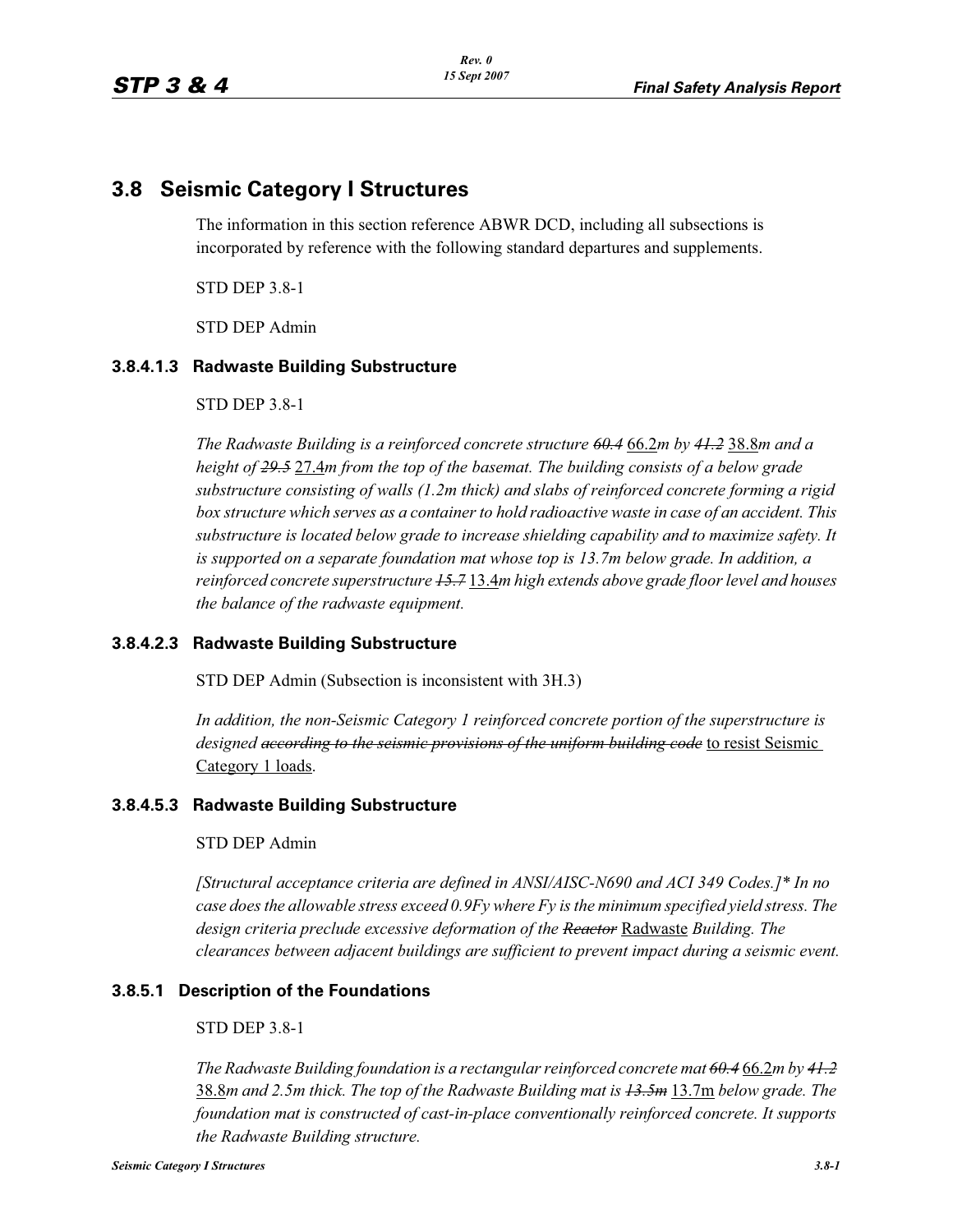## 3.8 Seismic Category I Structures

The information in this section reference ABWR DCD, including all subsections is incorporated by reference with the following standard departures and supplements.

STD DEP 3.8-1

STD DEP Admin

### 3.8.4.1.3 Radwaste Building Substructure

STD DEP 3.8-1

*The Radwaste Building is a reinforced concrete structure ~~60.4~~* 66.2*m by ~~41.2~~* 38.8*m and a height of ~~29.5~~* 27.4*m from the top of the basemat. The building consists of a below grade substructure consisting of walls (1.2m thick) and slabs of reinforced concrete forming a rigid box structure which serves as a container to hold radioactive waste in case of an accident. This substructure is located below grade to increase shielding capability and to maximize safety. It is supported on a separate foundation mat whose top is 13.7m below grade. In addition, a reinforced concrete superstructure ~~15.7~~* 13.4*m high extends above grade floor level and houses the balance of the radwaste equipment.*

### 3.8.4.2.3 Radwaste Building Substructure

STD DEP Admin (Subsection is inconsistent with 3H.3)

*In addition, the non-Seismic Category 1 reinforced concrete portion of the superstructure is designed ~~according to the seismic provisions of the uniform building code~~* to resist Seismic Category 1 loads.

### 3.8.4.5.3 Radwaste Building Substructure

STD DEP Admin

*[Structural acceptance criteria are defined in ANSI/AISC-N690 and ACI 349 Codes.]* In no case does the allowable stress exceed 0.9Fy where Fy is the minimum specified yield stress. The design criteria preclude excessive deformation of the ~~Reactor~~* Radwaste *Building. The clearances between adjacent buildings are sufficient to prevent impact during a seismic event.*

### 3.8.5.1 Description of the Foundations

STD DEP 3.8-1

*The Radwaste Building foundation is a rectangular reinforced concrete mat ~~60.4~~* 66.2*m by ~~41.2~~* 38.8*m and 2.5m thick. The top of the Radwaste Building mat is ~~13.5m~~* 13.7m *below grade. The foundation mat is constructed of cast-in-place conventionally reinforced concrete. It supports the Radwaste Building structure.*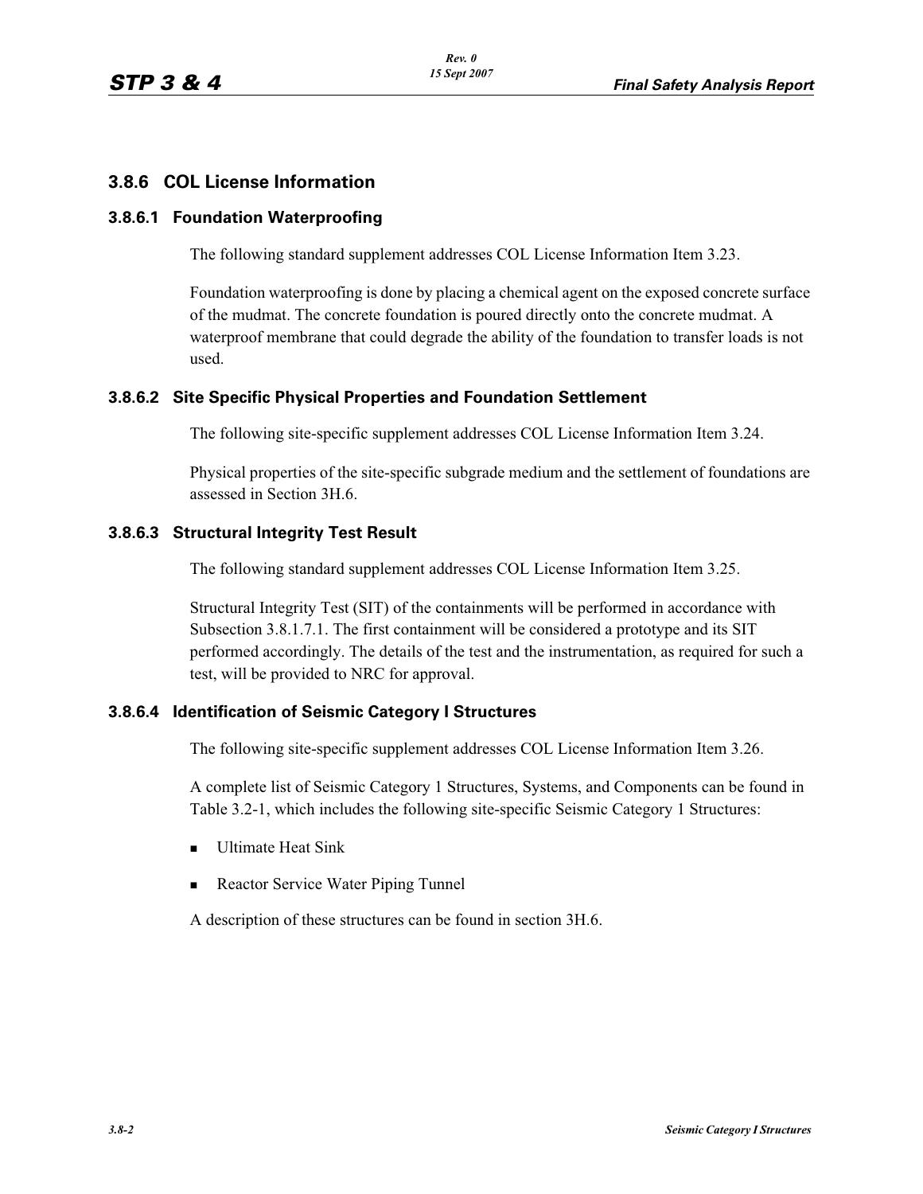## 3.8.6 COL License Information

### 3.8.6.1 Foundation Waterproofing

The following standard supplement addresses COL License Information Item 3.23.

Foundation waterproofing is done by placing a chemical agent on the exposed concrete surface of the mudmat. The concrete foundation is poured directly onto the concrete mudmat. A waterproof membrane that could degrade the ability of the foundation to transfer loads is not used.

### 3.8.6.2 Site Specific Physical Properties and Foundation Settlement

The following site-specific supplement addresses COL License Information Item 3.24.

Physical properties of the site-specific subgrade medium and the settlement of foundations are assessed in Section 3H.6.

### 3.8.6.3 Structural Integrity Test Result

The following standard supplement addresses COL License Information Item 3.25.

Structural Integrity Test (SIT) of the containments will be performed in accordance with Subsection 3.8.1.7.1. The first containment will be considered a prototype and its SIT performed accordingly. The details of the test and the instrumentation, as required for such a test, will be provided to NRC for approval.

### 3.8.6.4 Identification of Seismic Category I Structures

The following site-specific supplement addresses COL License Information Item 3.26.

A complete list of Seismic Category 1 Structures, Systems, and Components can be found in Table 3.2-1, which includes the following site-specific Seismic Category 1 Structures:

- Ultimate Heat Sink
- Reactor Service Water Piping Tunnel

A description of these structures can be found in section 3H.6.